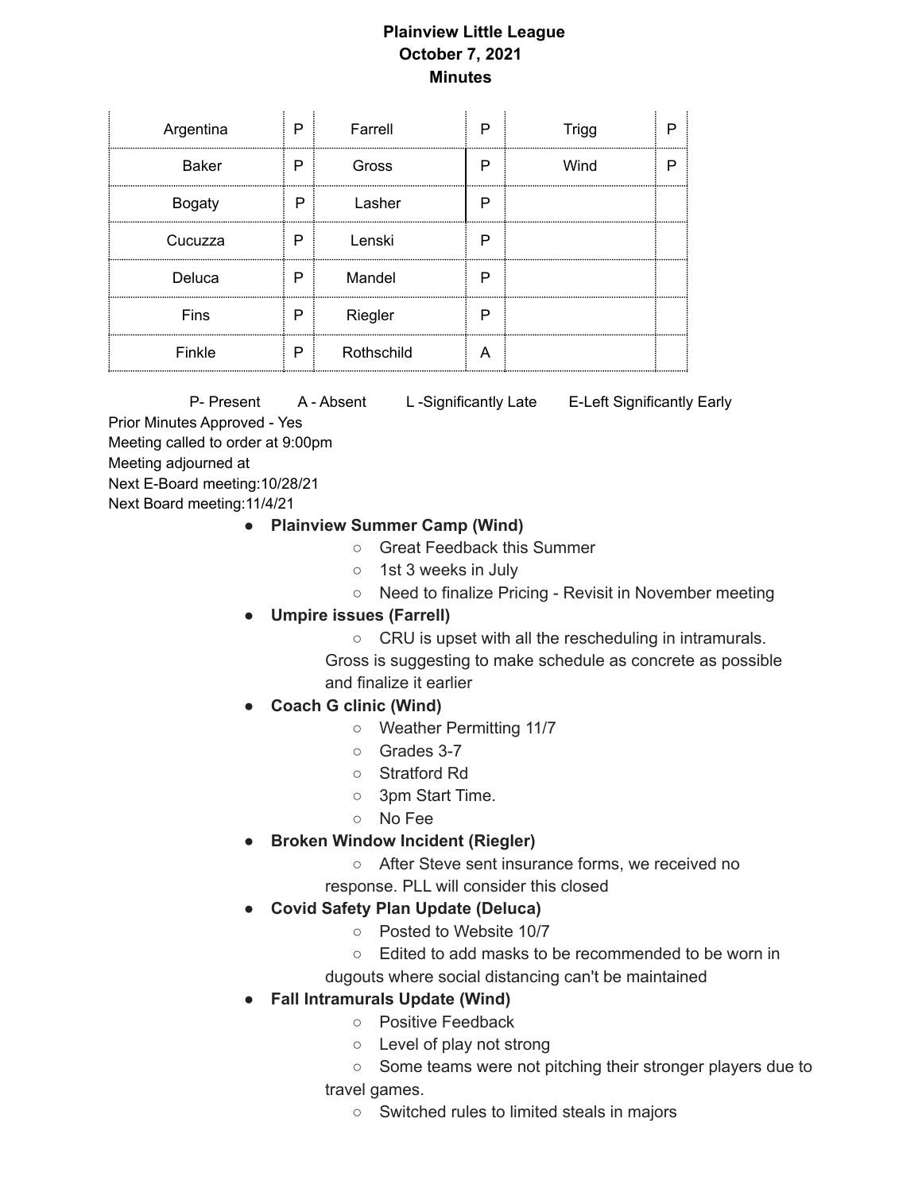**Plainview Little League**
**October 7, 2021**
**Minutes**

| | | | | | |
|---|---|---|---|---|---|
| Argentina | P | Farrell | P | Trigg | P |
| Baker | P | Gross | P | Wind | P |
| Bogaty | P | Lasher | P | | |
| Cucuzza | P | Lenski | P | | |
| Deluca | P | Mandel | P | | |
| Fins | P | Riegler | P | | |
| Finkle | P | Rothschild | A | | |

P- Present  A - Absent  L -Significantly Late  E-Left Significantly Early

Prior Minutes Approved - Yes
Meeting called to order at 9:00pm
Meeting adjourned at
Next E-Board meeting:10/28/21
Next Board meeting:11/4/21

- **Plainview Summer Camp (Wind)**
  - Great Feedback this Summer
  - 1st 3 weeks in July
  - Need to finalize Pricing - Revisit in November meeting
- **Umpire issues (Farrell)**
  - CRU is upset with all the rescheduling in intramurals. Gross is suggesting to make schedule as concrete as possible and finalize it earlier
- **Coach G clinic (Wind)**
  - Weather Permitting 11/7
  - Grades 3-7
  - Stratford Rd
  - 3pm Start Time.
  - No Fee
- **Broken Window Incident (Riegler)**
  - After Steve sent insurance forms, we received no response. PLL will consider this closed
- **Covid Safety Plan Update (Deluca)**
  - Posted to Website 10/7
  - Edited to add masks to be recommended to be worn in dugouts where social distancing can't be maintained
- **Fall Intramurals Update (Wind)**
  - Positive Feedback
  - Level of play not strong
  - Some teams were not pitching their stronger players due to travel games.
  - Switched rules to limited steals in majors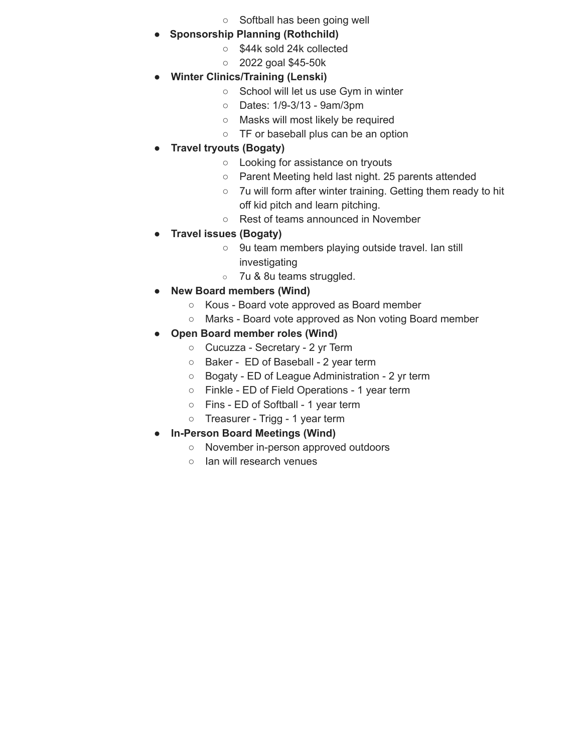- Softball has been going well
- **Sponsorship Planning (Rothchild)**
    - $44k sold 24k collected
    - 2022 goal $45-50k
- **Winter Clinics/Training (Lenski)**
    - School will let us use Gym in winter
    - Dates: 1/9-3/13 - 9am/3pm
    - Masks will most likely be required
    - TF or baseball plus can be an option
- **Travel tryouts (Bogaty)**
    - Looking for assistance on tryouts
    - Parent Meeting held last night. 25 parents attended
    - 7u will form after winter training. Getting them ready to hit off kid pitch and learn pitching.
    - Rest of teams announced in November
- **Travel issues (Bogaty)**
    - 9u team members playing outside travel. Ian still investigating
    - 7u & 8u teams struggled.
- **New Board members (Wind)**
    - Kous - Board vote approved as Board member
    - Marks - Board vote approved as Non voting Board member
- **Open Board member roles (Wind)**
    - Cucuzza - Secretary - 2 yr Term
    - Baker - ED of Baseball - 2 year term
    - Bogaty - ED of League Administration - 2 yr term
    - Finkle - ED of Field Operations - 1 year term
    - Fins - ED of Softball - 1 year term
    - Treasurer - Trigg - 1 year term
- **In-Person Board Meetings (Wind)**
    - November in-person approved outdoors
    - Ian will research venues